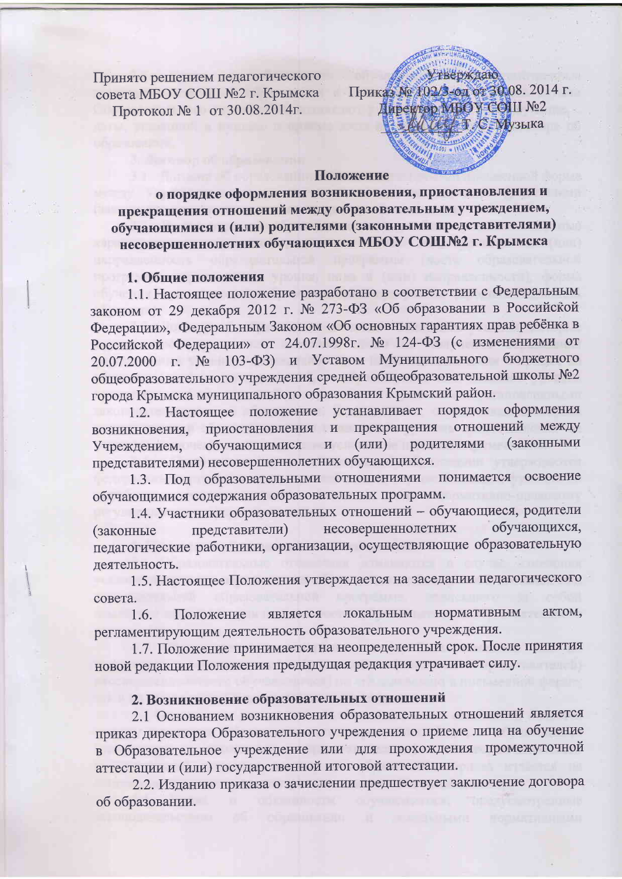Принято решением педагогического совета МБОУ СОШ №2 г. Крымска
Протокол № 1 от 30.08.2014г.

Утверждаю
Приказ № 102/3-од от 30.08. 2014 г.
Директор МБОУ СОШ №2
_______ Т. С. Музыка

**Положение**
**о порядке оформления возникновения, приостановления и прекращения отношений между образовательным учреждением, обучающимися и (или) родителями (законными представителями) несовершеннолетних обучающихся МБОУ СОШ№2 г. Крымска**

## 1. Общие положения

1.1. Настоящее положение разработано в соответствии с Федеральным законом от 29 декабря 2012 г. № 273-ФЗ «Об образовании в Российской Федерации», Федеральным Законом «Об основных гарантиях прав ребёнка в Российской Федерации» от 24.07.1998г. № 124-ФЗ (с изменениями от 20.07.2000 г. № 103-ФЗ) и Уставом Муниципального бюджетного общеобразовательного учреждения средней общеобразовательной школы №2 города Крымска муниципального образования Крымский район.

1.2. Настоящее положение устанавливает порядок оформления возникновения, приостановления и прекращения отношений между Учреждением, обучающимися и (или) родителями (законными представителями) несовершеннолетних обучающихся.

1.3. Под образовательными отношениями понимается освоение обучающимися содержания образовательных программ.

1.4. Участники образовательных отношений – обучающиеся, родители (законные представители) несовершеннолетних обучающихся, педагогические работники, организации, осуществляющие образовательную деятельность.

1.5. Настоящее Положения утверждается на заседании педагогического совета.

1.6. Положение является локальным нормативным актом, регламентирующим деятельность образовательного учреждения.

1.7. Положение принимается на неопределенный срок. После принятия новой редакции Положения предыдущая редакция утрачивает силу.

## 2. Возникновение образовательных отношений

2.1 Основанием возникновения образовательных отношений является приказ директора Образовательного учреждения о приеме лица на обучение в Образовательное учреждение или для прохождения промежуточной аттестации и (или) государственной итоговой аттестации.

2.2. Изданию приказа о зачислении предшествует заключение договора об образовании.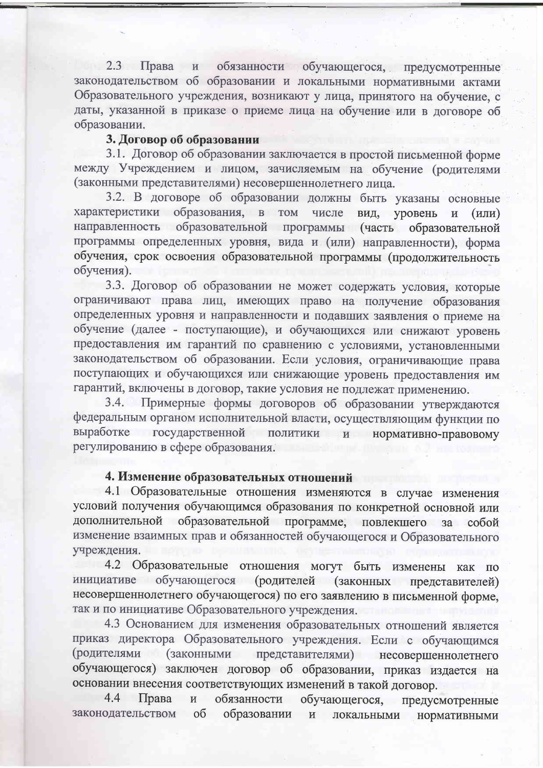2.3 Права и обязанности обучающегося, предусмотренные законодательством об образовании и локальными нормативными актами Образовательного учреждения, возникают у лица, принятого на обучение, с даты, указанной в приказе о приеме лица на обучение или в договоре об образовании.

### 3. Договор об образовании

3.1. Договор об образовании заключается в простой письменной форме между Учреждением и лицом, зачисляемым на обучение (родителями (законными представителями) несовершеннолетнего лица.

3.2. В договоре об образовании должны быть указаны основные характеристики образования, в том числе вид, уровень и (или) направленность образовательной программы (часть образовательной программы определенных уровня, вида и (или) направленности), форма обучения, срок освоения образовательной программы (продолжительность обучения).

3.3. Договор об образовании не может содержать условия, которые ограничивают права лиц, имеющих право на получение образования определенных уровня и направленности и подавших заявления о приеме на обучение (далее - поступающие), и обучающихся или снижают уровень предоставления им гарантий по сравнению с условиями, установленными законодательством об образовании. Если условия, ограничивающие права поступающих и обучающихся или снижающие уровень предоставления им гарантий, включены в договор, такие условия не подлежат применению.

3.4. Примерные формы договоров об образовании утверждаются федеральным органом исполнительной власти, осуществляющим функции по выработке государственной политики и нормативно-правовому регулированию в сфере образования.

### 4. Изменение образовательных отношений

4.1 Образовательные отношения изменяются в случае изменения условий получения обучающимся образования по конкретной основной или дополнительной образовательной программе, повлекшего за собой изменение взаимных прав и обязанностей обучающегося и Образовательного учреждения.

4.2 Образовательные отношения могут быть изменены как по инициативе обучающегося (родителей (законных представителей) несовершеннолетнего обучающегося) по его заявлению в письменной форме, так и по инициативе Образовательного учреждения.

4.3 Основанием для изменения образовательных отношений является приказ директора Образовательного учреждения. Если с обучающимся (родителями (законными представителями) несовершеннолетнего обучающегося) заключен договор об образовании, приказ издается на основании внесения соответствующих изменений в такой договор.

4.4 Права и обязанности обучающегося, предусмотренные законодательством об образовании и локальными нормативными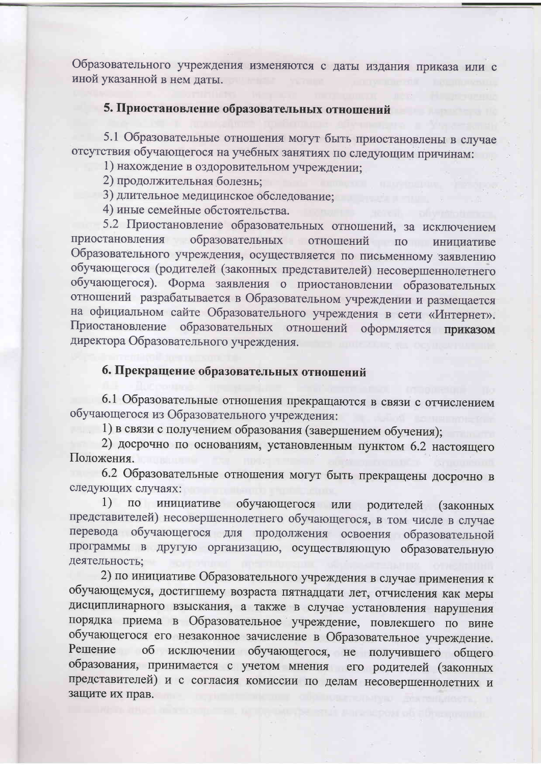Образовательного учреждения изменяются с даты издания приказа или с иной указанной в нем даты.

## 5. Приостановление образовательных отношений

5.1 Образовательные отношения могут быть приостановлены в случае отсутствия обучающегося на учебных занятиях по следующим причинам:

1) нахождение в оздоровительном учреждении;
2) продолжительная болезнь;
3) длительное медицинское обследование;
4) иные семейные обстоятельства.

5.2 Приостановление образовательных отношений, за исключением приостановления образовательных отношений по инициативе Образовательного учреждения, осуществляется по письменному заявлению обучающегося (родителей (законных представителей) несовершеннолетнего обучающегося). Форма заявления о приостановлении образовательных отношений разрабатывается в Образовательном учреждении и размещается на официальном сайте Образовательного учреждения в сети «Интернет». Приостановление образовательных отношений оформляется приказом директора Образовательного учреждения.

## 6. Прекращение образовательных отношений

6.1 Образовательные отношения прекращаются в связи с отчислением обучающегося из Образовательного учреждения:

1) в связи с получением образования (завершением обучения);
2) досрочно по основаниям, установленным пунктом 6.2 настоящего Положения.

6.2 Образовательные отношения могут быть прекращены досрочно в следующих случаях:

1) по инициативе обучающегося или родителей (законных представителей) несовершеннолетнего обучающегося, в том числе в случае перевода обучающегося для продолжения освоения образовательной программы в другую организацию, осуществляющую образовательную деятельность;

2) по инициативе Образовательного учреждения в случае применения к обучающемуся, достигшему возраста пятнадцати лет, отчисления как меры дисциплинарного взыскания, а также в случае установления нарушения порядка приема в Образовательное учреждение, повлекшего по вине обучающегося его незаконное зачисление в Образовательное учреждение. Решение об исключении обучающегося, не получившего общего образования, принимается с учетом мнения его родителей (законных представителей) и с согласия комиссии по делам несовершеннолетних и защите их прав.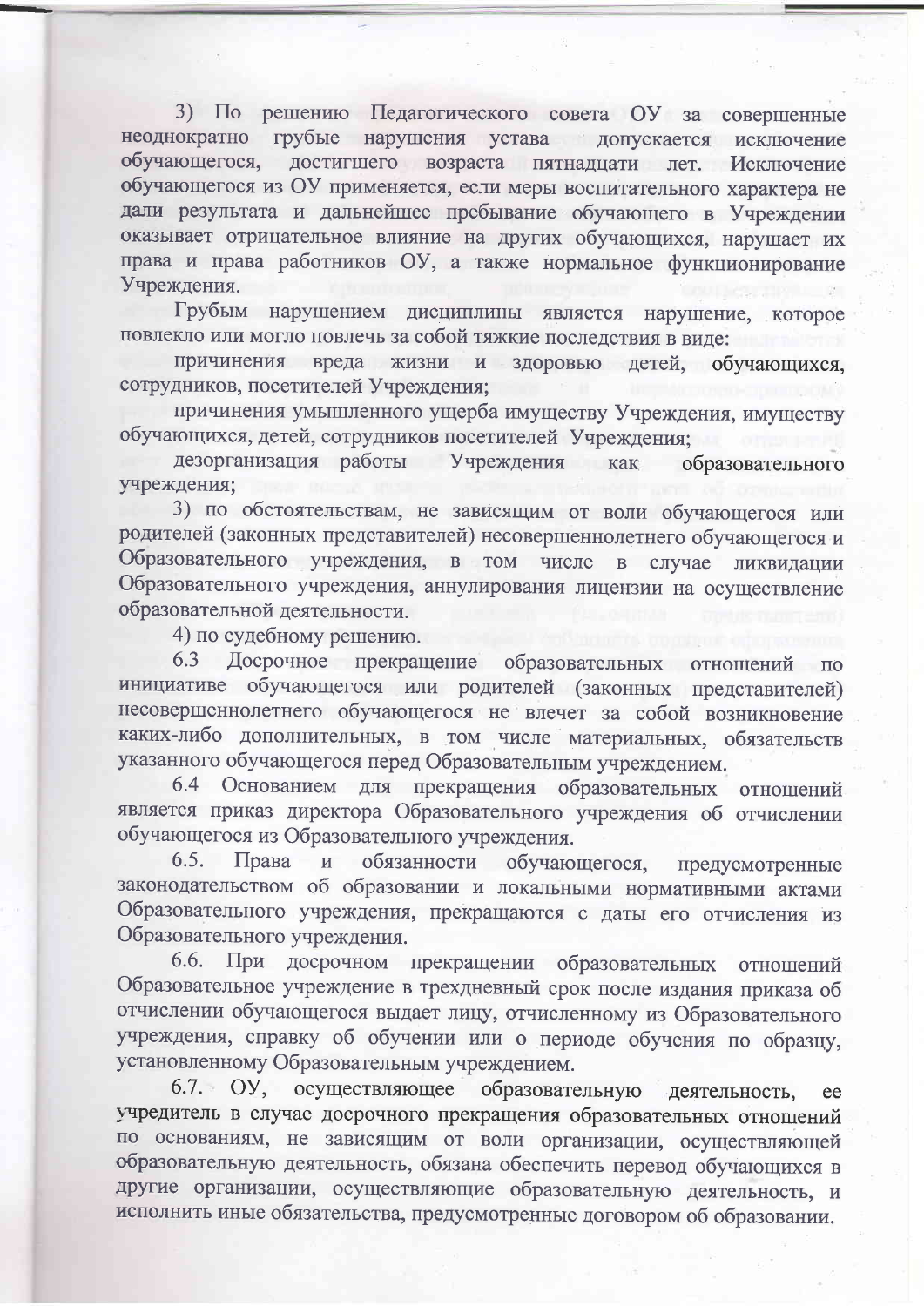3) По решению Педагогического совета ОУ за совершенные неоднократно грубые нарушения устава допускается исключение обучающегося, достигшего возраста пятнадцати лет. Исключение обучающегося из ОУ применяется, если меры воспитательного характера не дали результата и дальнейшее пребывание обучающего в Учреждении оказывает отрицательное влияние на других обучающихся, нарушает их права и права работников ОУ, а также нормальное функционирование Учреждения.

Грубым нарушением дисциплины является нарушение, которое повлекло или могло повлечь за собой тяжкие последствия в виде:

причинения вреда жизни и здоровью детей, обучающихся, сотрудников, посетителей Учреждения;

причинения умышленного ущерба имуществу Учреждения, имуществу обучающихся, детей, сотрудников посетителей Учреждения;

дезорганизация работы Учреждения как образовательного учреждения;

3) по обстоятельствам, не зависящим от воли обучающегося или родителей (законных представителей) несовершеннолетнего обучающегося и Образовательного учреждения, в том числе в случае ликвидации Образовательного учреждения, аннулирования лицензии на осуществление образовательной деятельности.

4) по судебному решению.

6.3 Досрочное прекращение образовательных отношений по инициативе обучающегося или родителей (законных представителей) несовершеннолетнего обучающегося не влечет за собой возникновение каких-либо дополнительных, в том числе материальных, обязательств указанного обучающегося перед Образовательным учреждением.

6.4 Основанием для прекращения образовательных отношений является приказ директора Образовательного учреждения об отчислении обучающегося из Образовательного учреждения.

6.5. Права и обязанности обучающегося, предусмотренные законодательством об образовании и локальными нормативными актами Образовательного учреждения, прекращаются с даты его отчисления из Образовательного учреждения.

6.6. При досрочном прекращении образовательных отношений Образовательное учреждение в трехдневный срок после издания приказа об отчислении обучающегося выдает лицу, отчисленному из Образовательного учреждения, справку об обучении или о периоде обучения по образцу, установленному Образовательным учреждением.

6.7. ОУ, осуществляющее образовательную деятельность, ее учредитель в случае досрочного прекращения образовательных отношений по основаниям, не зависящим от воли организации, осуществляющей образовательную деятельность, обязана обеспечить перевод обучающихся в другие организации, осуществляющие образовательную деятельность, и исполнить иные обязательства, предусмотренные договором об образовании.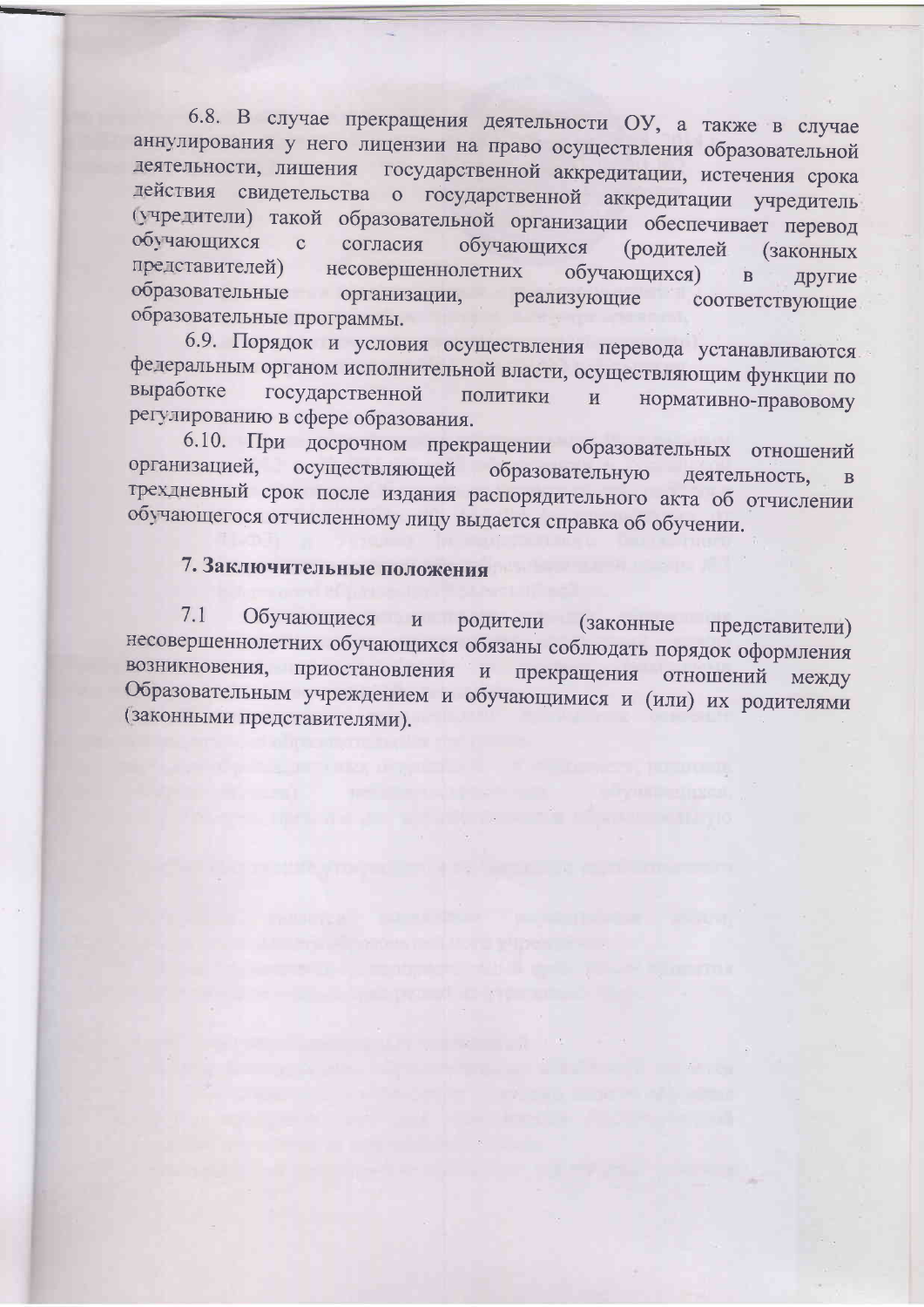6.8. В случае прекращения деятельности ОУ, а также в случае аннулирования у него лицензии на право осуществления образовательной деятельности, лишения государственной аккредитации, истечения срока действия свидетельства о государственной аккредитации учредитель (учредители) такой образовательной организации обеспечивает перевод обучающихся с согласия обучающихся (родителей (законных представителей) несовершеннолетних обучающихся) в другие образовательные организации, реализующие соответствующие образовательные программы.

6.9. Порядок и условия осуществления перевода устанавливаются федеральным органом исполнительной власти, осуществляющим функции по выработке государственной политики и нормативно-правовому регулированию в сфере образования.

6.10. При досрочном прекращении образовательных отношений организацией, осуществляющей образовательную деятельность, в трехдневный срок после издания распорядительного акта об отчислении обучающегося отчисленному лицу выдается справка об обучении.

## 7. Заключительные положения

7.1 Обучающиеся и родители (законные представители) несовершеннолетних обучающихся обязаны соблюдать порядок оформления возникновения, приостановления и прекращения отношений между Образовательным учреждением и обучающимися и (или) их родителями (законными представителями).